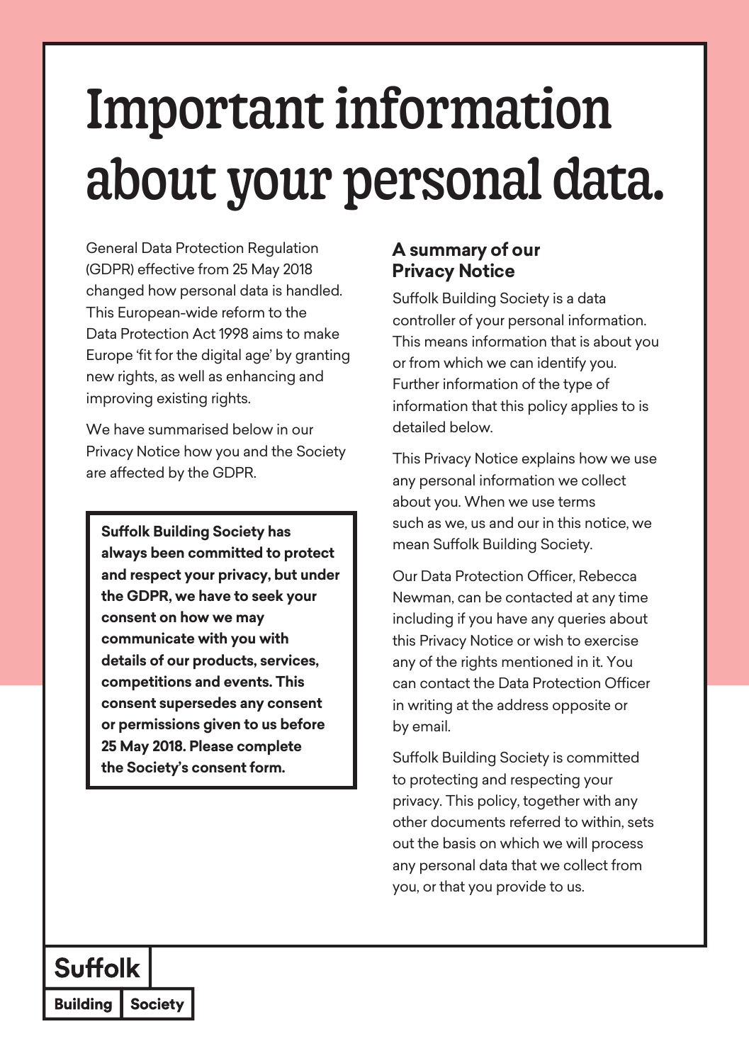# Important information about your personal data.

General Data Protection Regulation (GDPR) effective from 25 May 2018 changed how personal data is handled. This European-wide reform to the Data Protection Act 1998 aims to make Europe 'fit for the digital age' by granting new rights, as well as enhancing and improving existing rights.

We have summarised below in our Privacy Notice how you and the Society are affected by the GDPR.

**Suffolk Building Society has always been committed to protect and respect your privacy, but under the GDPR, we have to seek your consent on how we may communicate with you with details of our products, services, competitions and events. This consent supersedes any consent or permissions given to us before 25 May 2018. Please complete the Society's consent form.**

## A summary of our Privacy Notice

Suffolk Building Society is a data controller of your personal information. This means information that is about you or from which we can identify you. Further information of the type of information that this policy applies to is detailed below.

This Privacy Notice explains how we use any personal information we collect about you. When we use terms such as we, us and our in this notice, we mean Suffolk Building Society.

Our Data Protection Officer, Rebecca Newman, can be contacted at any time including if you have any queries about this Privacy Notice or wish to exercise any of the rights mentioned in it. You can contact the Data Protection Officer in writing at the address opposite or by email.

Suffolk Building Society is committed to protecting and respecting your privacy. This policy, together with any other documents referred to within, sets out the basis on which we will process any personal data that we collect from you, or that you provide to us.

Suffolk Building Society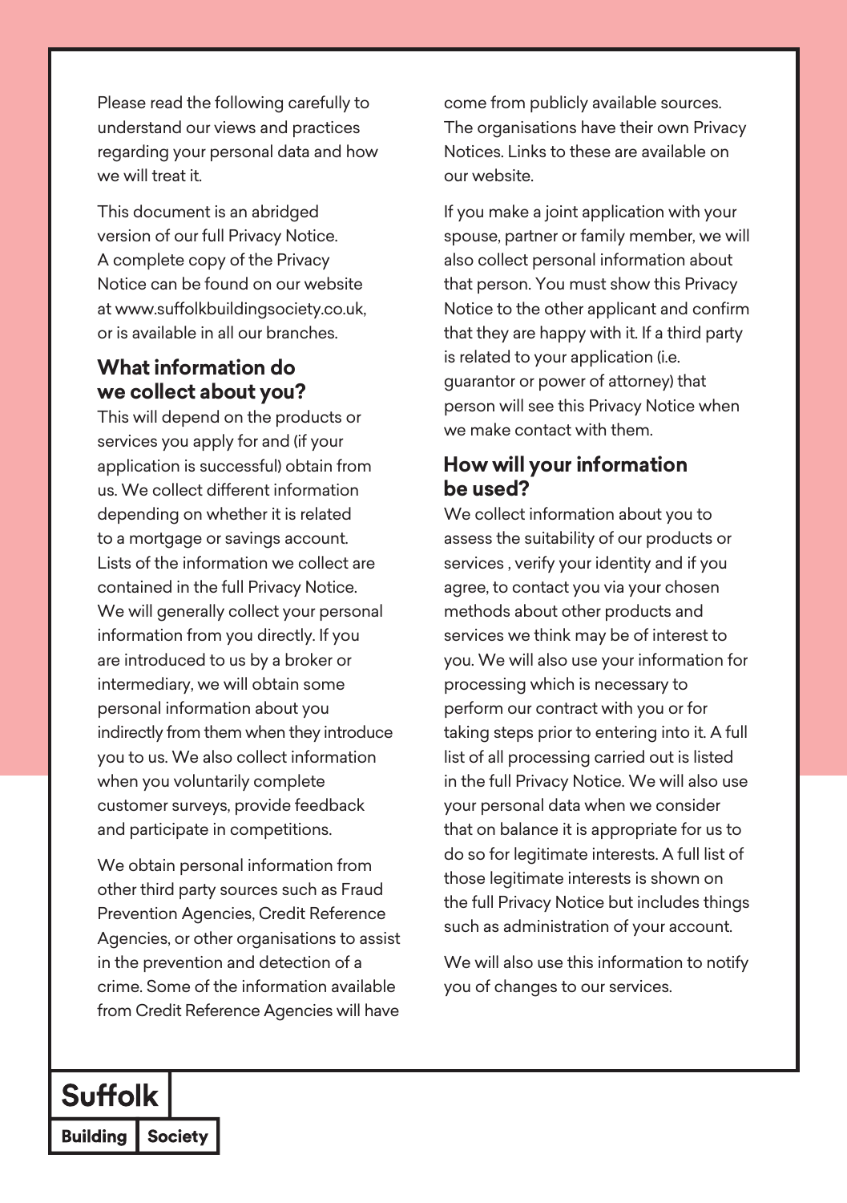Please read the following carefully to understand our views and practices regarding your personal data and how we will treat it.

This document is an abridged version of our full Privacy Notice. A complete copy of the Privacy Notice can be found on our website at www.suffolkbuildingsociety.co.uk, or is available in all our branches.

## What information do we collect about you?

This will depend on the products or services you apply for and (if your application is successful) obtain from us. We collect different information depending on whether it is related to a mortgage or savings account. Lists of the information we collect are contained in the full Privacy Notice. We will generally collect your personal information from you directly. If you are introduced to us by a broker or intermediary, we will obtain some personal information about you indirectly from them when they introduce you to us. We also collect information when you voluntarily complete customer surveys, provide feedback and participate in competitions.

We obtain personal information from other third party sources such as Fraud Prevention Agencies, Credit Reference Agencies, or other organisations to assist in the prevention and detection of a crime. Some of the information available from Credit Reference Agencies will have come from publicly available sources. The organisations have their own Privacy Notices. Links to these are available on our website.

If you make a joint application with your spouse, partner or family member, we will also collect personal information about that person. You must show this Privacy Notice to the other applicant and confirm that they are happy with it. If a third party is related to your application (i.e. guarantor or power of attorney) that person will see this Privacy Notice when we make contact with them.

## How will your information be used?

We collect information about you to assess the suitability of our products or services , verify your identity and if you agree, to contact you via your chosen methods about other products and services we think may be of interest to you. We will also use your information for processing which is necessary to perform our contract with you or for taking steps prior to entering into it. A full list of all processing carried out is listed in the full Privacy Notice. We will also use your personal data when we consider that on balance it is appropriate for us to do so for legitimate interests. A full list of those legitimate interests is shown on the full Privacy Notice but includes things such as administration of your account.

We will also use this information to notify you of changes to our services.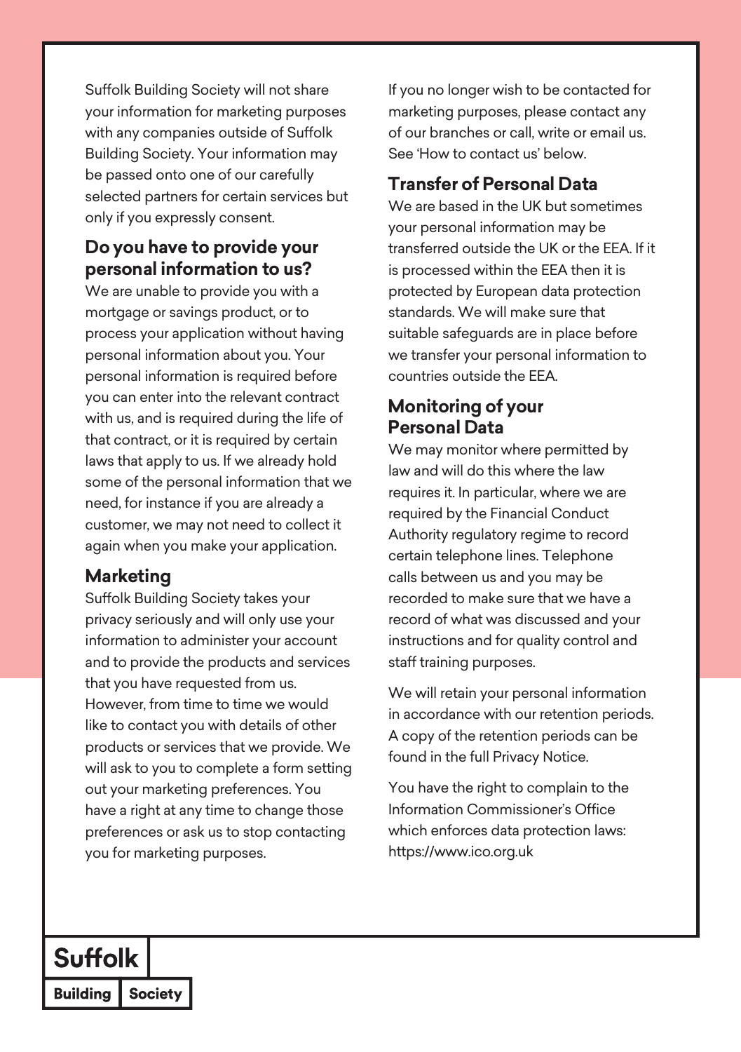Suffolk Building Society will not share your information for marketing purposes with any companies outside of Suffolk Building Society. Your information may be passed onto one of our carefully selected partners for certain services but only if you expressly consent.

## Do you have to provide your personal information to us?

We are unable to provide you with a mortgage or savings product, or to process your application without having personal information about you. Your personal information is required before you can enter into the relevant contract with us, and is required during the life of that contract, or it is required by certain laws that apply to us. If we already hold some of the personal information that we need, for instance if you are already a customer, we may not need to collect it again when you make your application.

## Marketing

Suffolk Building Society takes your privacy seriously and will only use your information to administer your account and to provide the products and services that you have requested from us. However, from time to time we would like to contact you with details of other products or services that we provide. We will ask to you to complete a form setting out your marketing preferences. You have a right at any time to change those preferences or ask us to stop contacting you for marketing purposes.

If you no longer wish to be contacted for marketing purposes, please contact any of our branches or call, write or email us. See 'How to contact us' below.

## Transfer of Personal Data

We are based in the UK but sometimes your personal information may be transferred outside the UK or the EEA. If it is processed within the EEA then it is protected by European data protection standards. We will make sure that suitable safeguards are in place before we transfer your personal information to countries outside the EEA.

## Monitoring of your Personal Data

We may monitor where permitted by law and will do this where the law requires it. In particular, where we are required by the Financial Conduct Authority regulatory regime to record certain telephone lines. Telephone calls between us and you may be recorded to make sure that we have a record of what was discussed and your instructions and for quality control and staff training purposes.

We will retain your personal information in accordance with our retention periods. A copy of the retention periods can be found in the full Privacy Notice.

You have the right to complain to the Information Commissioner's Office which enforces data protection laws: https://www.ico.org.uk

Suffolk Building Society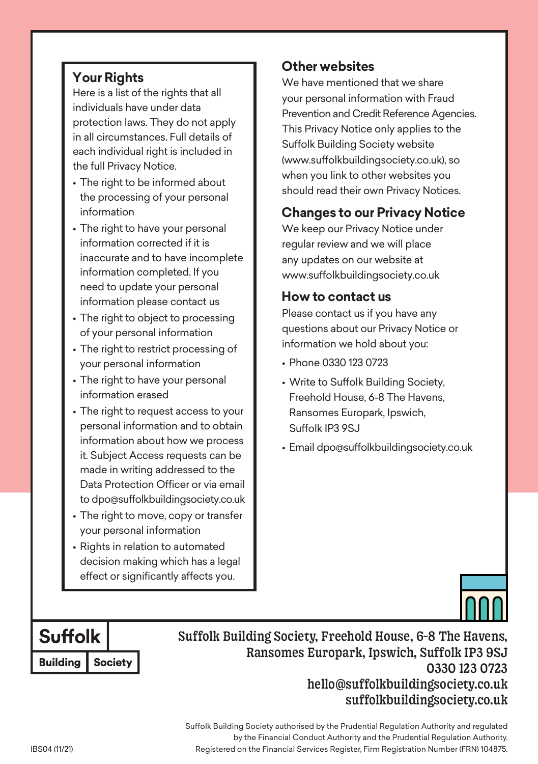## Your Rights

Here is a list of the rights that all individuals have under data protection laws. They do not apply in all circumstances. Full details of each individual right is included in the full Privacy Notice.

- The right to be informed about the processing of your personal information
- The right to have your personal information corrected if it is inaccurate and to have incomplete information completed. If you need to update your personal information please contact us
- The right to object to processing of your personal information
- The right to restrict processing of your personal information
- The right to have your personal information erased
- The right to request access to your personal information and to obtain information about how we process it. Subject Access requests can be made in writing addressed to the Data Protection Officer or via email to dpo@suffolkbuildingsociety.co.uk
- The right to move, copy or transfer your personal information
- Rights in relation to automated decision making which has a legal effect or significantly affects you.

## Other websites

We have mentioned that we share your personal information with Fraud Prevention and Credit Reference Agencies. This Privacy Notice only applies to the Suffolk Building Society website (www.suffolkbuildingsociety.co.uk), so when you link to other websites you should read their own Privacy Notices.

## Changes to our Privacy Notice

We keep our Privacy Notice under regular review and we will place any updates on our website at www.suffolkbuildingsociety.co.uk

## How to contact us

Please contact us if you have any questions about our Privacy Notice or information we hold about you:

- Phone 0330 123 0723
- Write to Suffolk Building Society, Freehold House, 6-8 The Havens, Ransomes Europark, Ipswich, Suffolk IP3 9SJ
- Email dpo@suffolkbuildingsociety.co.uk

Suffolk Building Society

Suffolk Building Society, Freehold House, 6-8 The Havens, Ransomes Europark, Ipswich, Suffolk IP3 9SJ
0330 123 0723
hello@suffolkbuildingsociety.co.uk
suffolkbuildingsociety.co.uk

IBS04 (11/21)

Suffolk Building Society authorised by the Prudential Regulation Authority and regulated by the Financial Conduct Authority and the Prudential Regulation Authority. Registered on the Financial Services Register, Firm Registration Number (FRN) 104875.